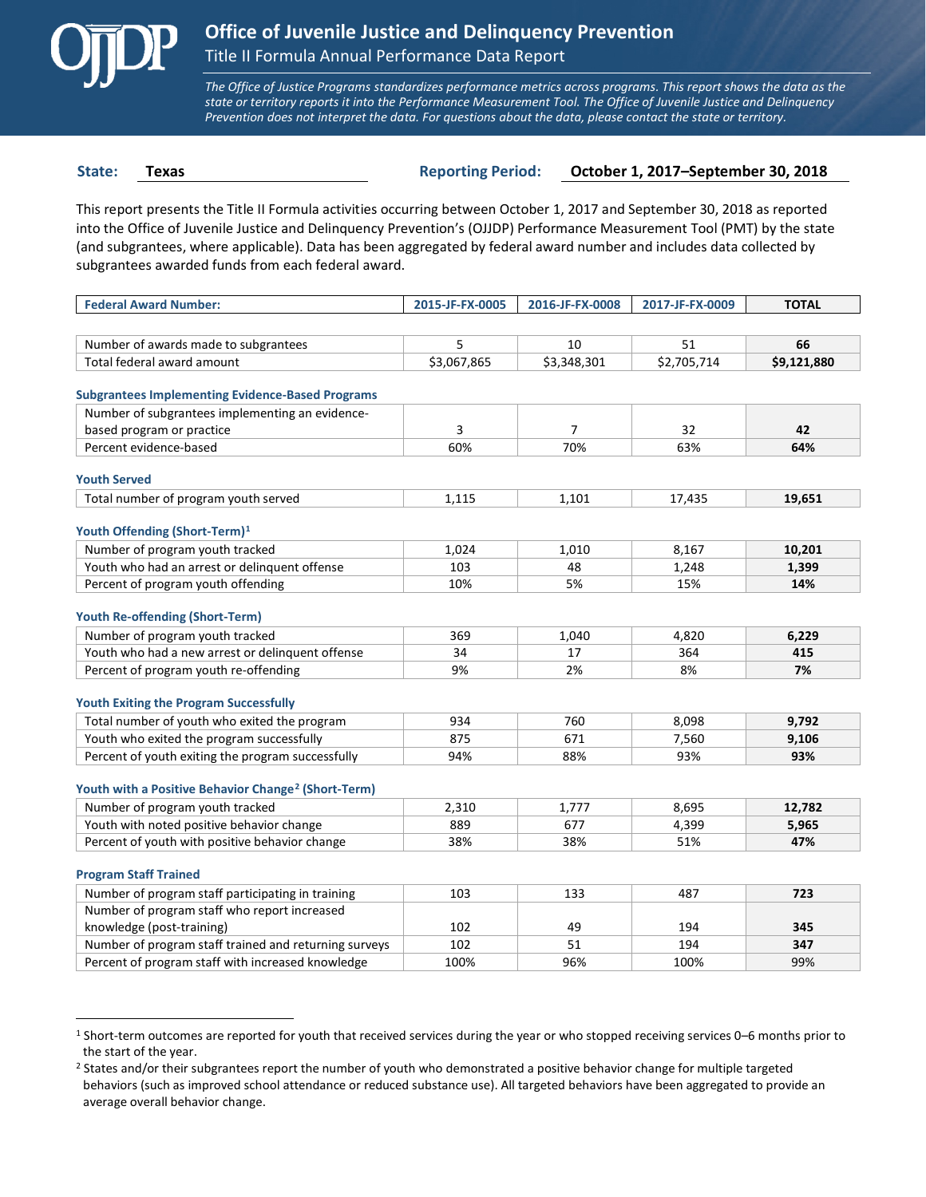# Office of Juvenile Justice and Delinquency Prevention

## Title II Formula Annual Performance Data Report

*The Office of Justice Programs standardizes performance metrics across programs. This report shows the data as the state or territory reports it into the Performance Measurement Tool. The Office of Juvenile Justice and Delinquency Prevention does not interpret the data. For questions about the data, please contact the state or territory.*

**State:** **Texas** **Reporting Period:** **October 1, 2017–September 30, 2018**

This report presents the Title II Formula activities occurring between October 1, 2017 and September 30, 2018 as reported into the Office of Juvenile Justice and Delinquency Prevention's (OJJDP) Performance Measurement Tool (PMT) by the state (and subgrantees, where applicable). Data has been aggregated by federal award number and includes data collected by subgrantees awarded funds from each federal award.

| Federal Award Number: | 2015-JF-FX-0005 | 2016-JF-FX-0008 | 2017-JF-FX-0009 | TOTAL |
|---|---|---|---|---|
| Number of awards made to subgrantees | 5 | 10 | 51 | **66** |
| Total federal award amount | $3,067,865 | $3,348,301 | $2,705,714 | **$9,121,880** |
| **Subgrantees Implementing Evidence-Based Programs** | | | | |
| Number of subgrantees implementing an evidence-based program or practice | 3 | 7 | 32 | **42** |
| Percent evidence-based | 60% | 70% | 63% | **64%** |
| **Youth Served** | | | | |
| Total number of program youth served | 1,115 | 1,101 | 17,435 | **19,651** |
| **Youth Offending (Short-Term)[1]** | | | | |
| Number of program youth tracked | 1,024 | 1,010 | 8,167 | **10,201** |
| Youth who had an arrest or delinquent offense | 103 | 48 | 1,248 | **1,399** |
| Percent of program youth offending | 10% | 5% | 15% | **14%** |
| **Youth Re-offending (Short-Term)** | | | | |
| Number of program youth tracked | 369 | 1,040 | 4,820 | **6,229** |
| Youth who had a new arrest or delinquent offense | 34 | 17 | 364 | **415** |
| Percent of program youth re-offending | 9% | 2% | 8% | **7%** |
| **Youth Exiting the Program Successfully** | | | | |
| Total number of youth who exited the program | 934 | 760 | 8,098 | **9,792** |
| Youth who exited the program successfully | 875 | 671 | 7,560 | **9,106** |
| Percent of youth exiting the program successfully | 94% | 88% | 93% | **93%** |
| **Youth with a Positive Behavior Change[2] (Short-Term)** | | | | |
| Number of program youth tracked | 2,310 | 1,777 | 8,695 | **12,782** |
| Youth with noted positive behavior change | 889 | 677 | 4,399 | **5,965** |
| Percent of youth with positive behavior change | 38% | 38% | 51% | **47%** |
| **Program Staff Trained** | | | | |
| Number of program staff participating in training | 103 | 133 | 487 | **723** |
| Number of program staff who report increased knowledge (post-training) | 102 | 49 | 194 | **345** |
| Number of program staff trained and returning surveys | 102 | 51 | 194 | **347** |
| Percent of program staff with increased knowledge | 100% | 96% | 100% | 99% |

[1] Short-term outcomes are reported for youth that received services during the year or who stopped receiving services 0–6 months prior to the start of the year.

[2] States and/or their subgrantees report the number of youth who demonstrated a positive behavior change for multiple targeted behaviors (such as improved school attendance or reduced substance use). All targeted behaviors have been aggregated to provide an average overall behavior change.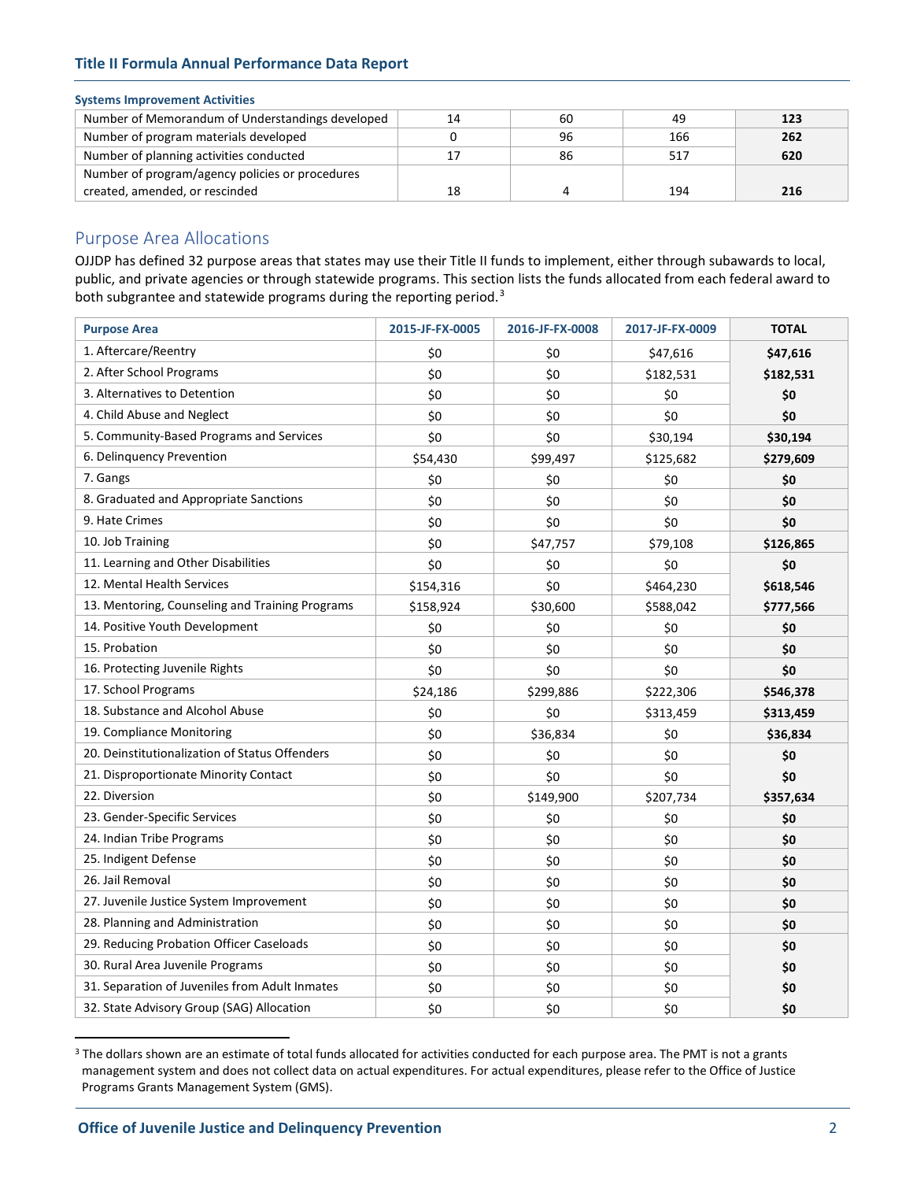### Systems Improvement Activities

| | | | | |
|---|---|---|---|---|
| Number of Memorandum of Understandings developed | 14 | 60 | 49 | **123** |
| Number of program materials developed | 0 | 96 | 166 | **262** |
| Number of planning activities conducted | 17 | 86 | 517 | **620** |
| Number of program/agency policies or procedures created, amended, or rescinded | 18 | 4 | 194 | **216** |

## Purpose Area Allocations

OJJDP has defined 32 purpose areas that states may use their Title II funds to implement, either through subawards to local, public, and private agencies or through statewide programs. This section lists the funds allocated from each federal award to both subgrantee and statewide programs during the reporting period.[3]

| Purpose Area | 2015-JF-FX-0005 | 2016-JF-FX-0008 | 2017-JF-FX-0009 | TOTAL |
|---|---|---|---|---|
| 1. Aftercare/Reentry | $0 | $0 | $47,616 | **$47,616** |
| 2. After School Programs | $0 | $0 | $182,531 | **$182,531** |
| 3. Alternatives to Detention | $0 | $0 | $0 | **$0** |
| 4. Child Abuse and Neglect | $0 | $0 | $0 | **$0** |
| 5. Community-Based Programs and Services | $0 | $0 | $30,194 | **$30,194** |
| 6. Delinquency Prevention | $54,430 | $99,497 | $125,682 | **$279,609** |
| 7. Gangs | $0 | $0 | $0 | **$0** |
| 8. Graduated and Appropriate Sanctions | $0 | $0 | $0 | **$0** |
| 9. Hate Crimes | $0 | $0 | $0 | **$0** |
| 10. Job Training | $0 | $47,757 | $79,108 | **$126,865** |
| 11. Learning and Other Disabilities | $0 | $0 | $0 | **$0** |
| 12. Mental Health Services | $154,316 | $0 | $464,230 | **$618,546** |
| 13. Mentoring, Counseling and Training Programs | $158,924 | $30,600 | $588,042 | **$777,566** |
| 14. Positive Youth Development | $0 | $0 | $0 | **$0** |
| 15. Probation | $0 | $0 | $0 | **$0** |
| 16. Protecting Juvenile Rights | $0 | $0 | $0 | **$0** |
| 17. School Programs | $24,186 | $299,886 | $222,306 | **$546,378** |
| 18. Substance and Alcohol Abuse | $0 | $0 | $313,459 | **$313,459** |
| 19. Compliance Monitoring | $0 | $36,834 | $0 | **$36,834** |
| 20. Deinstitutionalization of Status Offenders | $0 | $0 | $0 | **$0** |
| 21. Disproportionate Minority Contact | $0 | $0 | $0 | **$0** |
| 22. Diversion | $0 | $149,900 | $207,734 | **$357,634** |
| 23. Gender-Specific Services | $0 | $0 | $0 | **$0** |
| 24. Indian Tribe Programs | $0 | $0 | $0 | **$0** |
| 25. Indigent Defense | $0 | $0 | $0 | **$0** |
| 26. Jail Removal | $0 | $0 | $0 | **$0** |
| 27. Juvenile Justice System Improvement | $0 | $0 | $0 | **$0** |
| 28. Planning and Administration | $0 | $0 | $0 | **$0** |
| 29. Reducing Probation Officer Caseloads | $0 | $0 | $0 | **$0** |
| 30. Rural Area Juvenile Programs | $0 | $0 | $0 | **$0** |
| 31. Separation of Juveniles from Adult Inmates | $0 | $0 | $0 | **$0** |
| 32. State Advisory Group (SAG) Allocation | $0 | $0 | $0 | **$0** |

[3] The dollars shown are an estimate of total funds allocated for activities conducted for each purpose area. The PMT is not a grants management system and does not collect data on actual expenditures. For actual expenditures, please refer to the Office of Justice Programs Grants Management System (GMS).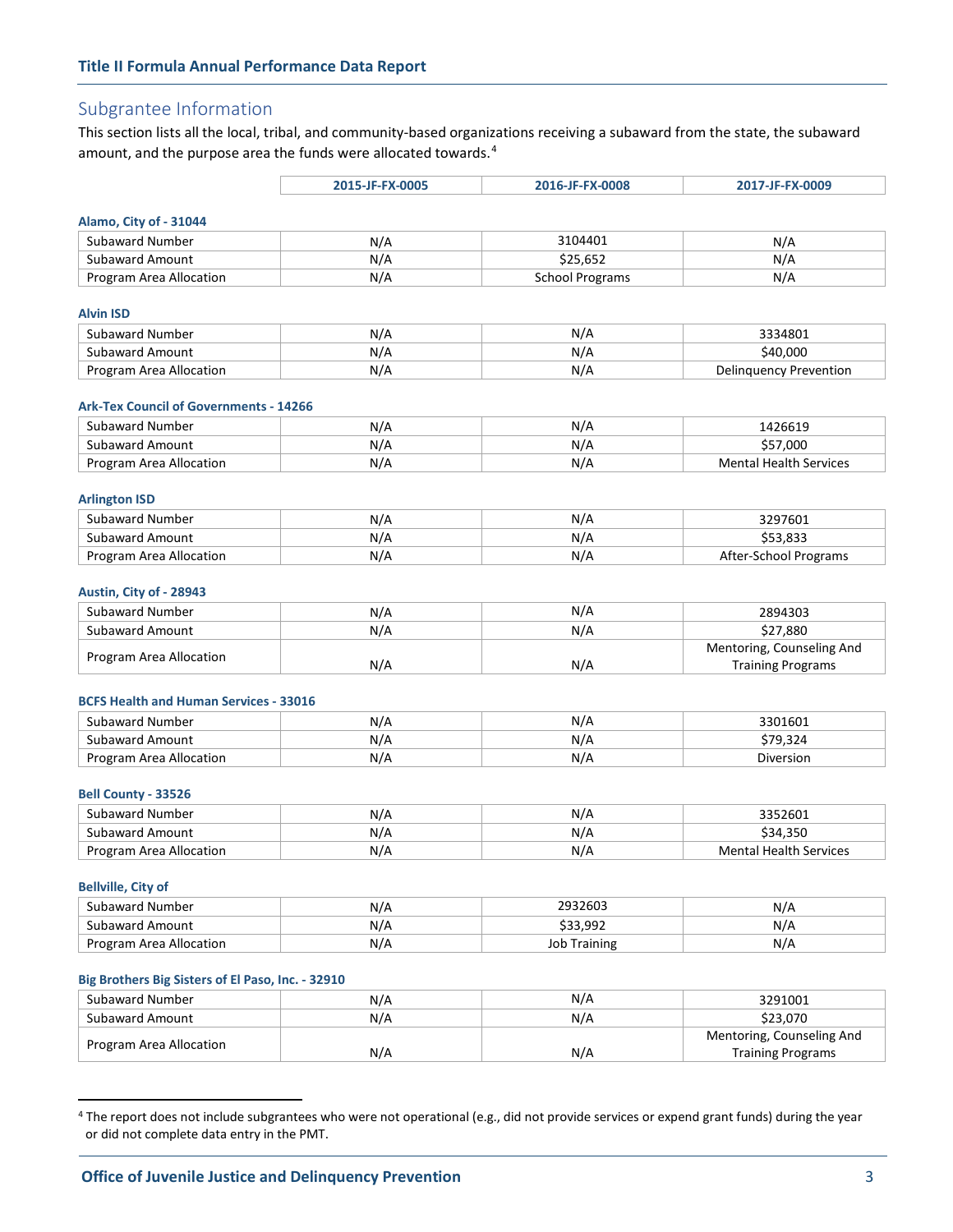## Subgrantee Information

This section lists all the local, tribal, and community-based organizations receiving a subaward from the state, the subaward amount, and the purpose area the funds were allocated towards.[4]

| | 2015-JF-FX-0005 | 2016-JF-FX-0008 | 2017-JF-FX-0009 |
|---|---|---|---|

**Alamo, City of - 31044**

| | 2015-JF-FX-0005 | 2016-JF-FX-0008 | 2017-JF-FX-0009 |
|---|---|---|---|
| Subaward Number | N/A | 3104401 | N/A |
| Subaward Amount | N/A | $25,652 | N/A |
| Program Area Allocation | N/A | School Programs | N/A |

**Alvin ISD**

| | 2015-JF-FX-0005 | 2016-JF-FX-0008 | 2017-JF-FX-0009 |
|---|---|---|---|
| Subaward Number | N/A | N/A | 3334801 |
| Subaward Amount | N/A | N/A | $40,000 |
| Program Area Allocation | N/A | N/A | Delinquency Prevention |

**Ark-Tex Council of Governments - 14266**

| | 2015-JF-FX-0005 | 2016-JF-FX-0008 | 2017-JF-FX-0009 |
|---|---|---|---|
| Subaward Number | N/A | N/A | 1426619 |
| Subaward Amount | N/A | N/A | $57,000 |
| Program Area Allocation | N/A | N/A | Mental Health Services |

**Arlington ISD**

| | 2015-JF-FX-0005 | 2016-JF-FX-0008 | 2017-JF-FX-0009 |
|---|---|---|---|
| Subaward Number | N/A | N/A | 3297601 |
| Subaward Amount | N/A | N/A | $53,833 |
| Program Area Allocation | N/A | N/A | After-School Programs |

**Austin, City of - 28943**

| | 2015-JF-FX-0005 | 2016-JF-FX-0008 | 2017-JF-FX-0009 |
|---|---|---|---|
| Subaward Number | N/A | N/A | 2894303 |
| Subaward Amount | N/A | N/A | $27,880 |
| Program Area Allocation | N/A | N/A | Mentoring, Counseling And Training Programs |

**BCFS Health and Human Services - 33016**

| | 2015-JF-FX-0005 | 2016-JF-FX-0008 | 2017-JF-FX-0009 |
|---|---|---|---|
| Subaward Number | N/A | N/A | 3301601 |
| Subaward Amount | N/A | N/A | $79,324 |
| Program Area Allocation | N/A | N/A | Diversion |

**Bell County - 33526**

| | 2015-JF-FX-0005 | 2016-JF-FX-0008 | 2017-JF-FX-0009 |
|---|---|---|---|
| Subaward Number | N/A | N/A | 3352601 |
| Subaward Amount | N/A | N/A | $34,350 |
| Program Area Allocation | N/A | N/A | Mental Health Services |

**Bellville, City of**

| | 2015-JF-FX-0005 | 2016-JF-FX-0008 | 2017-JF-FX-0009 |
|---|---|---|---|
| Subaward Number | N/A | 2932603 | N/A |
| Subaward Amount | N/A | $33,992 | N/A |
| Program Area Allocation | N/A | Job Training | N/A |

**Big Brothers Big Sisters of El Paso, Inc. - 32910**

| | 2015-JF-FX-0005 | 2016-JF-FX-0008 | 2017-JF-FX-0009 |
|---|---|---|---|
| Subaward Number | N/A | N/A | 3291001 |
| Subaward Amount | N/A | N/A | $23,070 |
| Program Area Allocation | N/A | N/A | Mentoring, Counseling And Training Programs |

[4] The report does not include subgrantees who were not operational (e.g., did not provide services or expend grant funds) during the year or did not complete data entry in the PMT.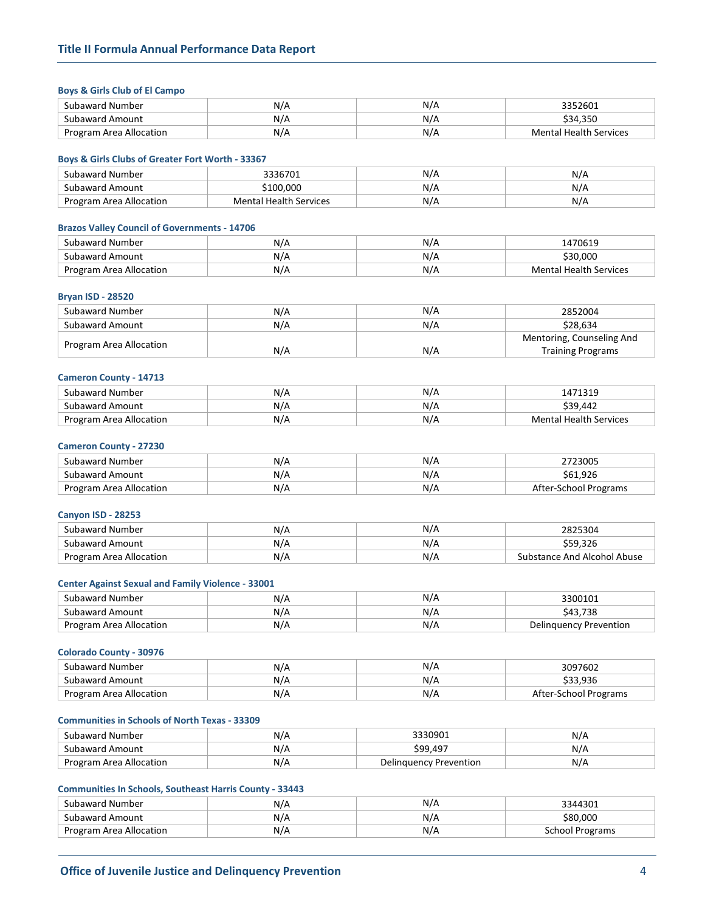#### Boys & Girls Club of El Campo

| | | | |
|---|---|---|---|
| Subaward Number | N/A | N/A | 3352601 |
| Subaward Amount | N/A | N/A | $34,350 |
| Program Area Allocation | N/A | N/A | Mental Health Services |

#### Boys & Girls Clubs of Greater Fort Worth - 33367

| | | | |
|---|---|---|---|
| Subaward Number | 3336701 | N/A | N/A |
| Subaward Amount | $100,000 | N/A | N/A |
| Program Area Allocation | Mental Health Services | N/A | N/A |

#### Brazos Valley Council of Governments - 14706

| | | | |
|---|---|---|---|
| Subaward Number | N/A | N/A | 1470619 |
| Subaward Amount | N/A | N/A | $30,000 |
| Program Area Allocation | N/A | N/A | Mental Health Services |

#### Bryan ISD - 28520

| | | | |
|---|---|---|---|
| Subaward Number | N/A | N/A | 2852004 |
| Subaward Amount | N/A | N/A | $28,634 |
| Program Area Allocation | N/A | N/A | Mentoring, Counseling And Training Programs |

#### Cameron County - 14713

| | | | |
|---|---|---|---|
| Subaward Number | N/A | N/A | 1471319 |
| Subaward Amount | N/A | N/A | $39,442 |
| Program Area Allocation | N/A | N/A | Mental Health Services |

#### Cameron County - 27230

| | | | |
|---|---|---|---|
| Subaward Number | N/A | N/A | 2723005 |
| Subaward Amount | N/A | N/A | $61,926 |
| Program Area Allocation | N/A | N/A | After-School Programs |

#### Canyon ISD - 28253

| | | | |
|---|---|---|---|
| Subaward Number | N/A | N/A | 2825304 |
| Subaward Amount | N/A | N/A | $59,326 |
| Program Area Allocation | N/A | N/A | Substance And Alcohol Abuse |

#### Center Against Sexual and Family Violence - 33001

| | | | |
|---|---|---|---|
| Subaward Number | N/A | N/A | 3300101 |
| Subaward Amount | N/A | N/A | $43,738 |
| Program Area Allocation | N/A | N/A | Delinquency Prevention |

#### Colorado County - 30976

| | | | |
|---|---|---|---|
| Subaward Number | N/A | N/A | 3097602 |
| Subaward Amount | N/A | N/A | $33,936 |
| Program Area Allocation | N/A | N/A | After-School Programs |

#### Communities in Schools of North Texas - 33309

| | | | |
|---|---|---|---|
| Subaward Number | N/A | 3330901 | N/A |
| Subaward Amount | N/A | $99,497 | N/A |
| Program Area Allocation | N/A | Delinquency Prevention | N/A |

#### Communities In Schools, Southeast Harris County - 33443

| | | | |
|---|---|---|---|
| Subaward Number | N/A | N/A | 3344301 |
| Subaward Amount | N/A | N/A | $80,000 |
| Program Area Allocation | N/A | N/A | School Programs |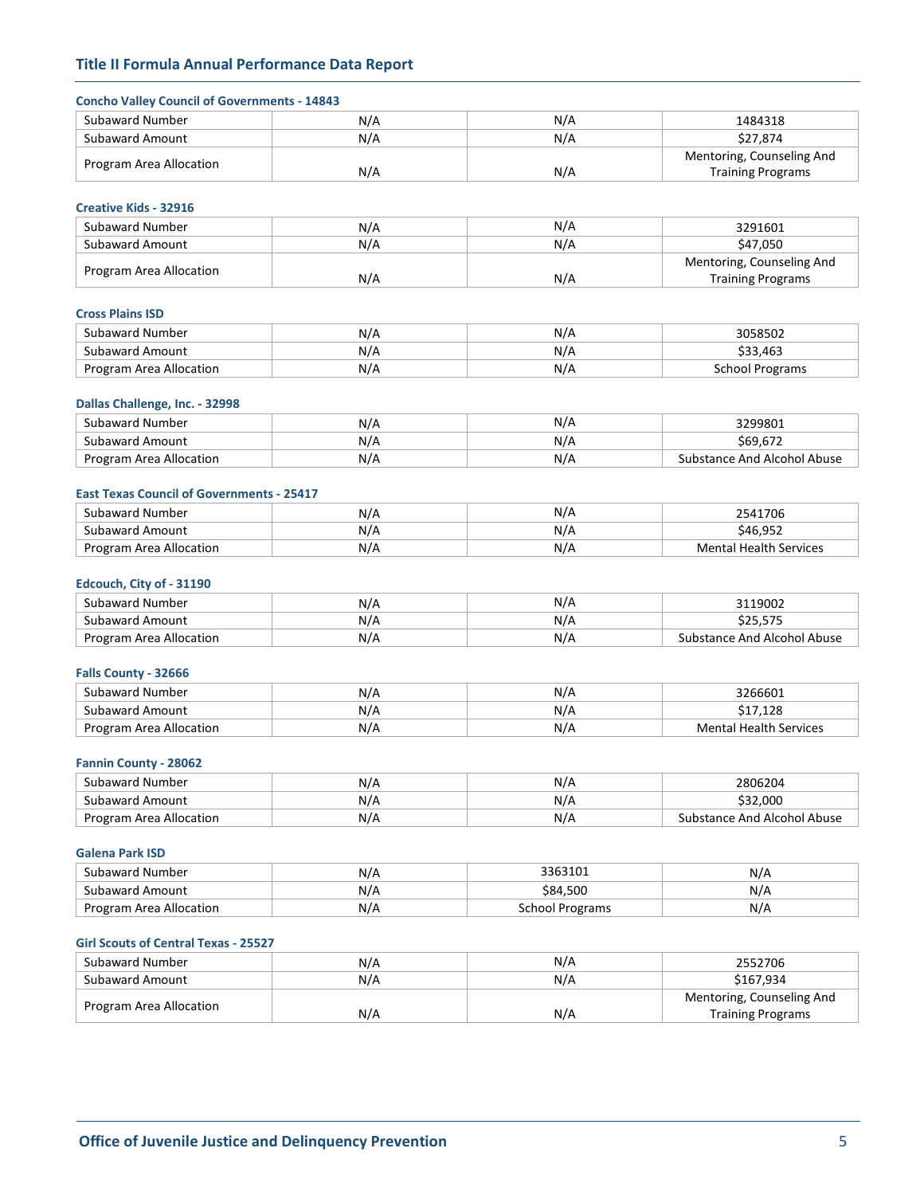### Concho Valley Council of Governments - 14843

| | | | |
|---|---|---|---|
| Subaward Number | N/A | N/A | 1484318 |
| Subaward Amount | N/A | N/A | $27,874 |
| Program Area Allocation | N/A | N/A | Mentoring, Counseling And Training Programs |

### Creative Kids - 32916

| | | | |
|---|---|---|---|
| Subaward Number | N/A | N/A | 3291601 |
| Subaward Amount | N/A | N/A | $47,050 |
| Program Area Allocation | N/A | N/A | Mentoring, Counseling And Training Programs |

### Cross Plains ISD

| | | | |
|---|---|---|---|
| Subaward Number | N/A | N/A | 3058502 |
| Subaward Amount | N/A | N/A | $33,463 |
| Program Area Allocation | N/A | N/A | School Programs |

### Dallas Challenge, Inc. - 32998

| | | | |
|---|---|---|---|
| Subaward Number | N/A | N/A | 3299801 |
| Subaward Amount | N/A | N/A | $69,672 |
| Program Area Allocation | N/A | N/A | Substance And Alcohol Abuse |

### East Texas Council of Governments - 25417

| | | | |
|---|---|---|---|
| Subaward Number | N/A | N/A | 2541706 |
| Subaward Amount | N/A | N/A | $46,952 |
| Program Area Allocation | N/A | N/A | Mental Health Services |

### Edcouch, City of - 31190

| | | | |
|---|---|---|---|
| Subaward Number | N/A | N/A | 3119002 |
| Subaward Amount | N/A | N/A | $25,575 |
| Program Area Allocation | N/A | N/A | Substance And Alcohol Abuse |

### Falls County - 32666

| | | | |
|---|---|---|---|
| Subaward Number | N/A | N/A | 3266601 |
| Subaward Amount | N/A | N/A | $17,128 |
| Program Area Allocation | N/A | N/A | Mental Health Services |

### Fannin County - 28062

| | | | |
|---|---|---|---|
| Subaward Number | N/A | N/A | 2806204 |
| Subaward Amount | N/A | N/A | $32,000 |
| Program Area Allocation | N/A | N/A | Substance And Alcohol Abuse |

### Galena Park ISD

| | | | |
|---|---|---|---|
| Subaward Number | N/A | 3363101 | N/A |
| Subaward Amount | N/A | $84,500 | N/A |
| Program Area Allocation | N/A | School Programs | N/A |

### Girl Scouts of Central Texas - 25527

| | | | |
|---|---|---|---|
| Subaward Number | N/A | N/A | 2552706 |
| Subaward Amount | N/A | N/A | $167,934 |
| Program Area Allocation | N/A | N/A | Mentoring, Counseling And Training Programs |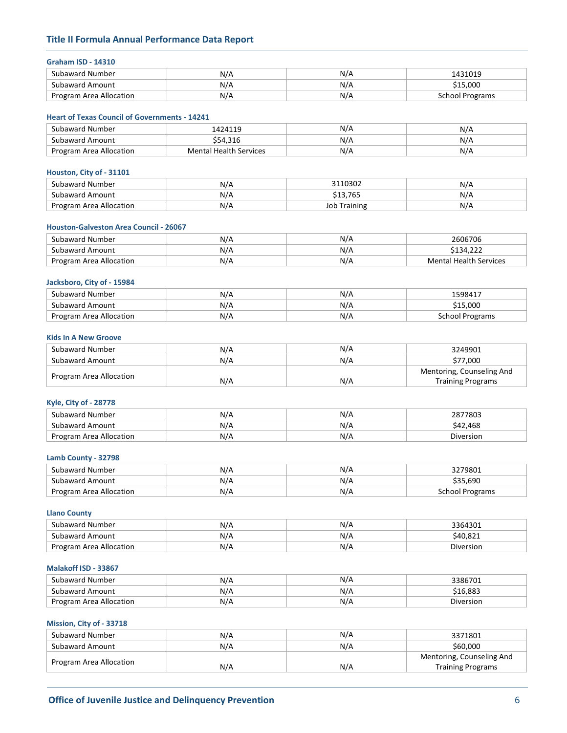### Graham ISD - 14310

| Subaward Number | N/A | N/A | 1431019 |
|---|---|---|---|
| Subaward Amount | N/A | N/A | $15,000 |
| Program Area Allocation | N/A | N/A | School Programs |

### Heart of Texas Council of Governments - 14241

| Subaward Number | 1424119 | N/A | N/A |
|---|---|---|---|
| Subaward Amount | $54,316 | N/A | N/A |
| Program Area Allocation | Mental Health Services | N/A | N/A |

### Houston, City of - 31101

| Subaward Number | N/A | 3110302 | N/A |
|---|---|---|---|
| Subaward Amount | N/A | $13,765 | N/A |
| Program Area Allocation | N/A | Job Training | N/A |

### Houston-Galveston Area Council - 26067

| Subaward Number | N/A | N/A | 2606706 |
|---|---|---|---|
| Subaward Amount | N/A | N/A | $134,222 |
| Program Area Allocation | N/A | N/A | Mental Health Services |

### Jacksboro, City of - 15984

| Subaward Number | N/A | N/A | 1598417 |
|---|---|---|---|
| Subaward Amount | N/A | N/A | $15,000 |
| Program Area Allocation | N/A | N/A | School Programs |

### Kids In A New Groove

| Subaward Number | N/A | N/A | 3249901 |
|---|---|---|---|
| Subaward Amount | N/A | N/A | $77,000 |
| Program Area Allocation | N/A | N/A | Mentoring, Counseling And Training Programs |

### Kyle, City of - 28778

| Subaward Number | N/A | N/A | 2877803 |
|---|---|---|---|
| Subaward Amount | N/A | N/A | $42,468 |
| Program Area Allocation | N/A | N/A | Diversion |

### Lamb County - 32798

| Subaward Number | N/A | N/A | 3279801 |
|---|---|---|---|
| Subaward Amount | N/A | N/A | $35,690 |
| Program Area Allocation | N/A | N/A | School Programs |

### Llano County

| Subaward Number | N/A | N/A | 3364301 |
|---|---|---|---|
| Subaward Amount | N/A | N/A | $40,821 |
| Program Area Allocation | N/A | N/A | Diversion |

### Malakoff ISD - 33867

| Subaward Number | N/A | N/A | 3386701 |
|---|---|---|---|
| Subaward Amount | N/A | N/A | $16,883 |
| Program Area Allocation | N/A | N/A | Diversion |

### Mission, City of - 33718

| Subaward Number | N/A | N/A | 3371801 |
|---|---|---|---|
| Subaward Amount | N/A | N/A | $60,000 |
| Program Area Allocation | N/A | N/A | Mentoring, Counseling And Training Programs |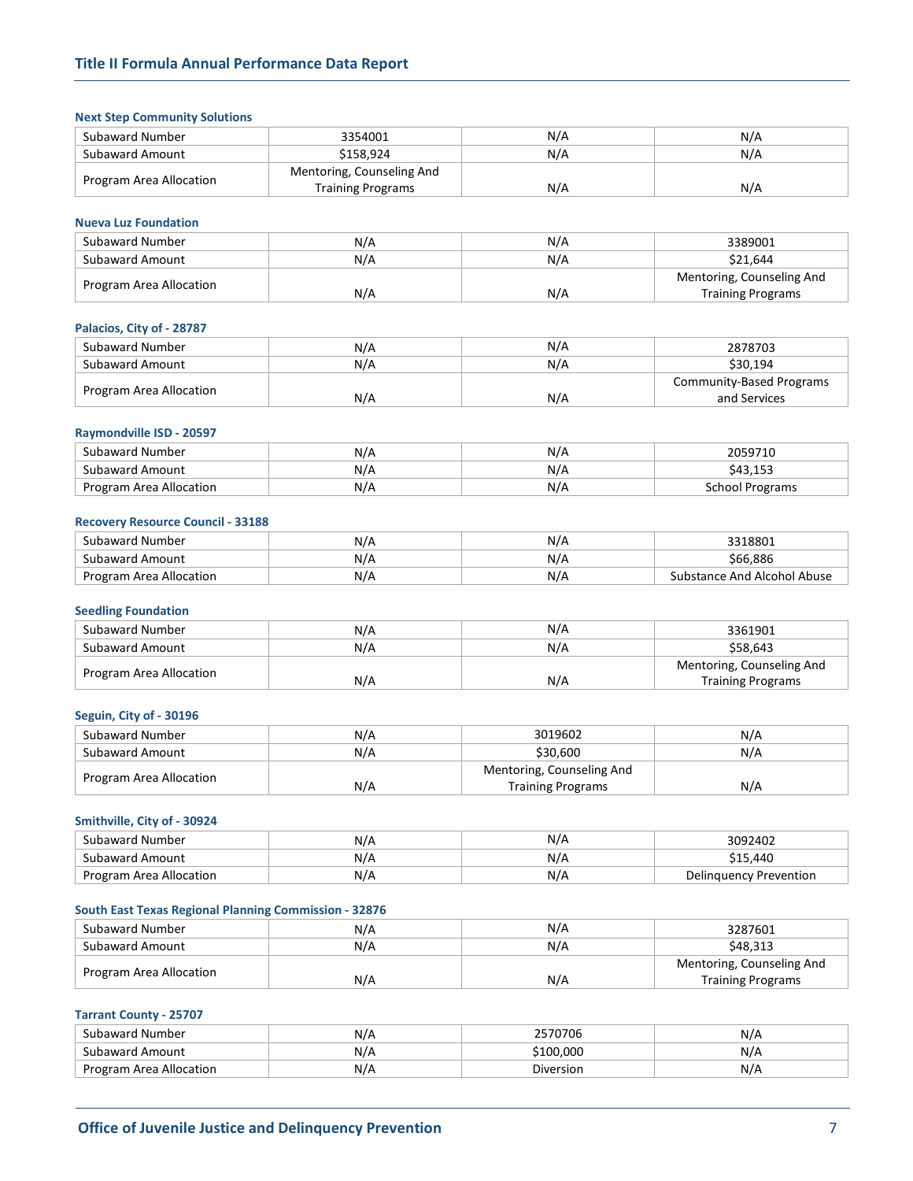#### Next Step Community Solutions

| | | | |
|---|---|---|---|
| Subaward Number | 3354001 | N/A | N/A |
| Subaward Amount | $158,924 | N/A | N/A |
| Program Area Allocation | Mentoring, Counseling And Training Programs | N/A | N/A |

#### Nueva Luz Foundation

| | | | |
|---|---|---|---|
| Subaward Number | N/A | N/A | 3389001 |
| Subaward Amount | N/A | N/A | $21,644 |
| Program Area Allocation | N/A | N/A | Mentoring, Counseling And Training Programs |

#### Palacios, City of - 28787

| | | | |
|---|---|---|---|
| Subaward Number | N/A | N/A | 2878703 |
| Subaward Amount | N/A | N/A | $30,194 |
| Program Area Allocation | N/A | N/A | Community-Based Programs and Services |

#### Raymondville ISD - 20597

| | | | |
|---|---|---|---|
| Subaward Number | N/A | N/A | 2059710 |
| Subaward Amount | N/A | N/A | $43,153 |
| Program Area Allocation | N/A | N/A | School Programs |

#### Recovery Resource Council - 33188

| | | | |
|---|---|---|---|
| Subaward Number | N/A | N/A | 3318801 |
| Subaward Amount | N/A | N/A | $66,886 |
| Program Area Allocation | N/A | N/A | Substance And Alcohol Abuse |

#### Seedling Foundation

| | | | |
|---|---|---|---|
| Subaward Number | N/A | N/A | 3361901 |
| Subaward Amount | N/A | N/A | $58,643 |
| Program Area Allocation | N/A | N/A | Mentoring, Counseling And Training Programs |

#### Seguin, City of - 30196

| | | | |
|---|---|---|---|
| Subaward Number | N/A | 3019602 | N/A |
| Subaward Amount | N/A | $30,600 | N/A |
| Program Area Allocation | N/A | Mentoring, Counseling And Training Programs | N/A |

#### Smithville, City of - 30924

| | | | |
|---|---|---|---|
| Subaward Number | N/A | N/A | 3092402 |
| Subaward Amount | N/A | N/A | $15,440 |
| Program Area Allocation | N/A | N/A | Delinquency Prevention |

#### South East Texas Regional Planning Commission - 32876

| | | | |
|---|---|---|---|
| Subaward Number | N/A | N/A | 3287601 |
| Subaward Amount | N/A | N/A | $48,313 |
| Program Area Allocation | N/A | N/A | Mentoring, Counseling And Training Programs |

#### Tarrant County - 25707

| | | | |
|---|---|---|---|
| Subaward Number | N/A | 2570706 | N/A |
| Subaward Amount | N/A | $100,000 | N/A |
| Program Area Allocation | N/A | Diversion | N/A |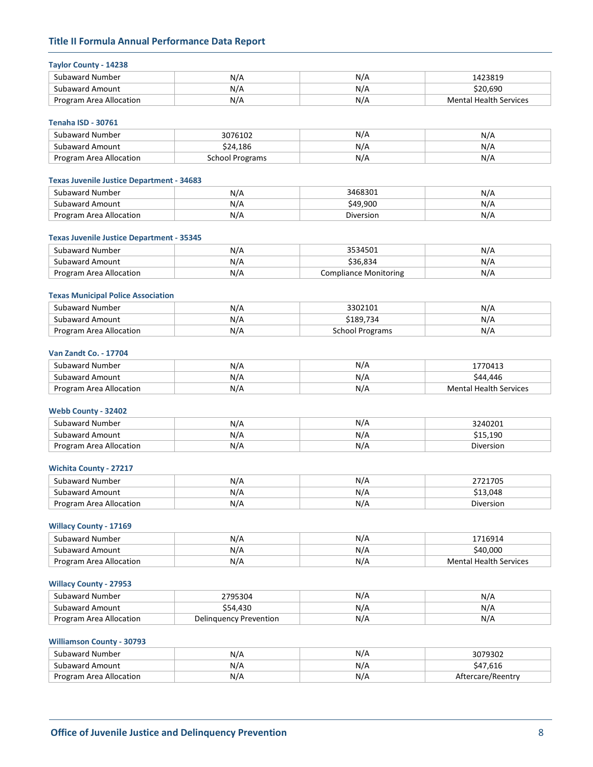### Taylor County - 14238

| | | | |
|---|---|---|---|
| Subaward Number | N/A | N/A | 1423819 |
| Subaward Amount | N/A | N/A | $20,690 |
| Program Area Allocation | N/A | N/A | Mental Health Services |

### Tenaha ISD - 30761

| | | | |
|---|---|---|---|
| Subaward Number | 3076102 | N/A | N/A |
| Subaward Amount | $24,186 | N/A | N/A |
| Program Area Allocation | School Programs | N/A | N/A |

### Texas Juvenile Justice Department - 34683

| | | | |
|---|---|---|---|
| Subaward Number | N/A | 3468301 | N/A |
| Subaward Amount | N/A | $49,900 | N/A |
| Program Area Allocation | N/A | Diversion | N/A |

### Texas Juvenile Justice Department - 35345

| | | | |
|---|---|---|---|
| Subaward Number | N/A | 3534501 | N/A |
| Subaward Amount | N/A | $36,834 | N/A |
| Program Area Allocation | N/A | Compliance Monitoring | N/A |

### Texas Municipal Police Association

| | | | |
|---|---|---|---|
| Subaward Number | N/A | 3302101 | N/A |
| Subaward Amount | N/A | $189,734 | N/A |
| Program Area Allocation | N/A | School Programs | N/A |

### Van Zandt Co. - 17704

| | | | |
|---|---|---|---|
| Subaward Number | N/A | N/A | 1770413 |
| Subaward Amount | N/A | N/A | $44,446 |
| Program Area Allocation | N/A | N/A | Mental Health Services |

### Webb County - 32402

| | | | |
|---|---|---|---|
| Subaward Number | N/A | N/A | 3240201 |
| Subaward Amount | N/A | N/A | $15,190 |
| Program Area Allocation | N/A | N/A | Diversion |

### Wichita County - 27217

| | | | |
|---|---|---|---|
| Subaward Number | N/A | N/A | 2721705 |
| Subaward Amount | N/A | N/A | $13,048 |
| Program Area Allocation | N/A | N/A | Diversion |

### Willacy County - 17169

| | | | |
|---|---|---|---|
| Subaward Number | N/A | N/A | 1716914 |
| Subaward Amount | N/A | N/A | $40,000 |
| Program Area Allocation | N/A | N/A | Mental Health Services |

### Willacy County - 27953

| | | | |
|---|---|---|---|
| Subaward Number | 2795304 | N/A | N/A |
| Subaward Amount | $54,430 | N/A | N/A |
| Program Area Allocation | Delinquency Prevention | N/A | N/A |

### Williamson County - 30793

| | | | |
|---|---|---|---|
| Subaward Number | N/A | N/A | 3079302 |
| Subaward Amount | N/A | N/A | $47,616 |
| Program Area Allocation | N/A | N/A | Aftercare/Reentry |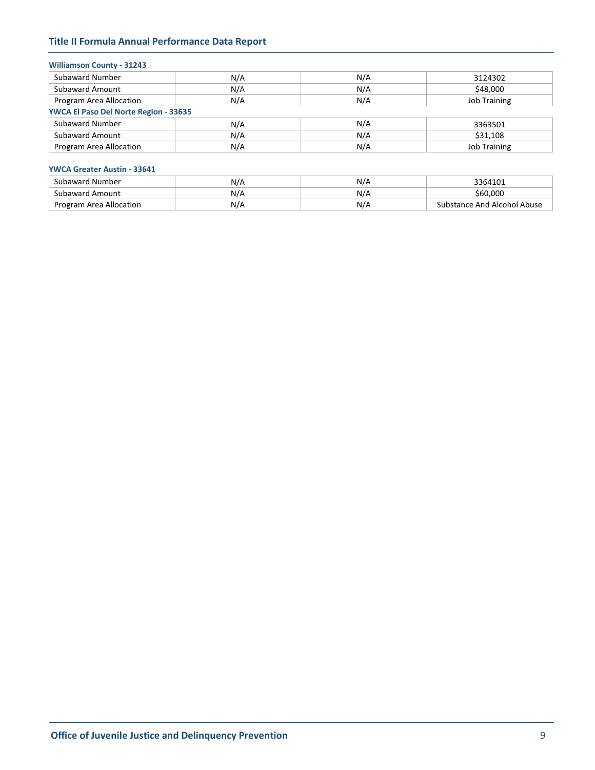#### Williamson County - 31243

| | | | |
|---|---|---|---|
| Subaward Number | N/A | N/A | 3124302 |
| Subaward Amount | N/A | N/A | $48,000 |
| Program Area Allocation | N/A | N/A | Job Training |

#### YWCA El Paso Del Norte Region - 33635

| | | | |
|---|---|---|---|
| Subaward Number | N/A | N/A | 3363501 |
| Subaward Amount | N/A | N/A | $31,108 |
| Program Area Allocation | N/A | N/A | Job Training |

#### YWCA Greater Austin - 33641

| | | | |
|---|---|---|---|
| Subaward Number | N/A | N/A | 3364101 |
| Subaward Amount | N/A | N/A | $60,000 |
| Program Area Allocation | N/A | N/A | Substance And Alcohol Abuse |